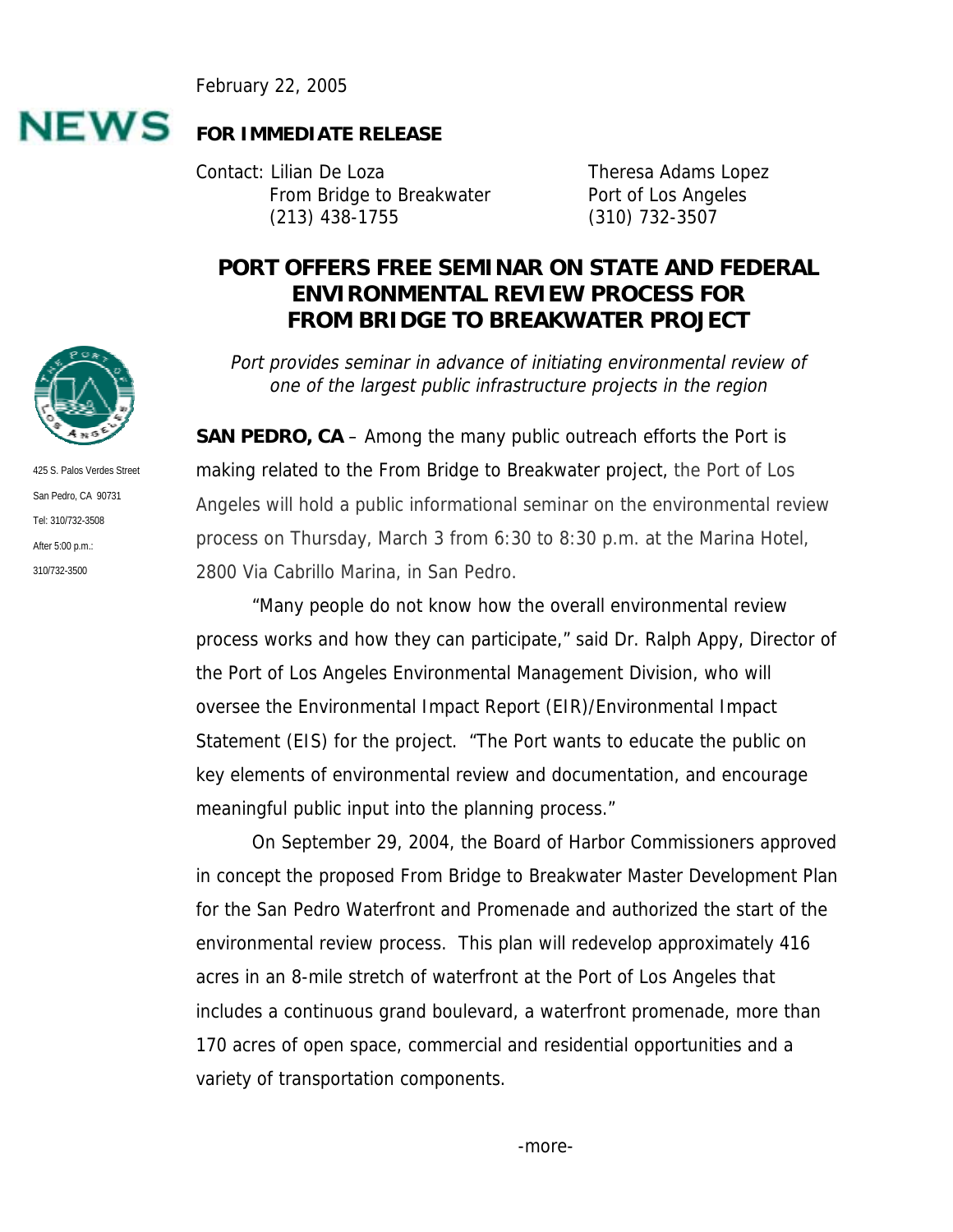February 22, 2005

**NEWS**

**FOR IMMEDIATE RELEASE**

Contact: Lilian De Loza  
From Bridge to Breakwater  
(213) 438-1755

Theresa Adams Lopez  
Port of Los Angeles  
(310) 732-3507

425 S. Palos Verdes Street  
San Pedro, CA 90731  
Tel: 310/732-3508  
After 5:00 p.m.:  
310/732-3500

# PORT OFFERS FREE SEMINAR ON STATE AND FEDERAL ENVIRONMENTAL REVIEW PROCESS FOR FROM BRIDGE TO BREAKWATER PROJECT

*Port provides seminar in advance of initiating environmental review of one of the largest public infrastructure projects in the region*

**SAN PEDRO, CA** – Among the many public outreach efforts the Port is making related to the From Bridge to Breakwater project, the Port of Los Angeles will hold a public informational seminar on the environmental review process on Thursday, March 3 from 6:30 to 8:30 p.m. at the Marina Hotel, 2800 Via Cabrillo Marina, in San Pedro.

"Many people do not know how the overall environmental review process works and how they can participate," said Dr. Ralph Appy, Director of the Port of Los Angeles Environmental Management Division, who will oversee the Environmental Impact Report (EIR)/Environmental Impact Statement (EIS) for the project. "The Port wants to educate the public on key elements of environmental review and documentation, and encourage meaningful public input into the planning process."

On September 29, 2004, the Board of Harbor Commissioners approved in concept the proposed From Bridge to Breakwater Master Development Plan for the San Pedro Waterfront and Promenade and authorized the start of the environmental review process. This plan will redevelop approximately 416 acres in an 8-mile stretch of waterfront at the Port of Los Angeles that includes a continuous grand boulevard, a waterfront promenade, more than 170 acres of open space, commercial and residential opportunities and a variety of transportation components.

-more-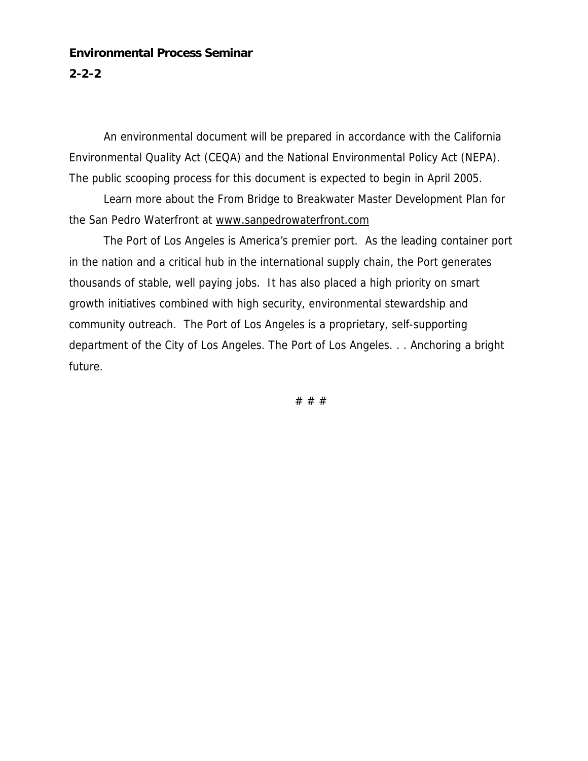An environmental document will be prepared in accordance with the California Environmental Quality Act (CEQA) and the National Environmental Policy Act (NEPA). The public scooping process for this document is expected to begin in April 2005.

Learn more about the From Bridge to Breakwater Master Development Plan for the San Pedro Waterfront at www.sanpedrowaterfront.com

The Port of Los Angeles is America's premier port. As the leading container port in the nation and a critical hub in the international supply chain, the Port generates thousands of stable, well paying jobs. It has also placed a high priority on smart growth initiatives combined with high security, environmental stewardship and community outreach. The Port of Los Angeles is a proprietary, self-supporting department of the City of Los Angeles. The Port of Los Angeles. . . Anchoring a bright future.

# # #